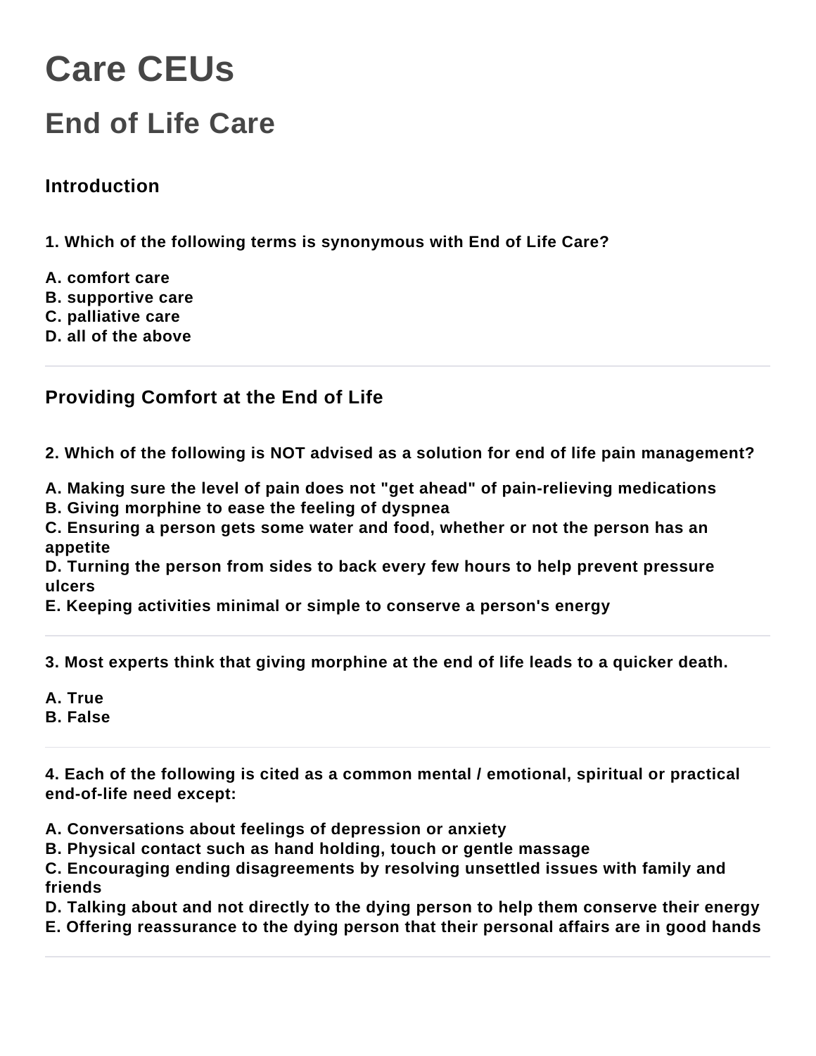# Care CEUs

## End of Life Care

### Introduction

**1. Which of the following terms is synonymous with End of Life Care?**

**A. comfort care**
**B. supportive care**
**C. palliative care**
**D. all of the above**

---

### Providing Comfort at the End of Life

**2. Which of the following is NOT advised as a solution for end of life pain management?**

**A. Making sure the level of pain does not "get ahead" of pain-relieving medications**
**B. Giving morphine to ease the feeling of dyspnea**
**C. Ensuring a person gets some water and food, whether or not the person has an appetite**
**D. Turning the person from sides to back every few hours to help prevent pressure ulcers**
**E. Keeping activities minimal or simple to conserve a person's energy**

---

**3. Most experts think that giving morphine at the end of life leads to a quicker death.**

**A. True**
**B. False**

---

**4. Each of the following is cited as a common mental / emotional, spiritual or practical end-of-life need except:**

**A. Conversations about feelings of depression or anxiety**
**B. Physical contact such as hand holding, touch or gentle massage**
**C. Encouraging ending disagreements by resolving unsettled issues with family and friends**
**D. Talking about and not directly to the dying person to help them conserve their energy**
**E. Offering reassurance to the dying person that their personal affairs are in good hands**

---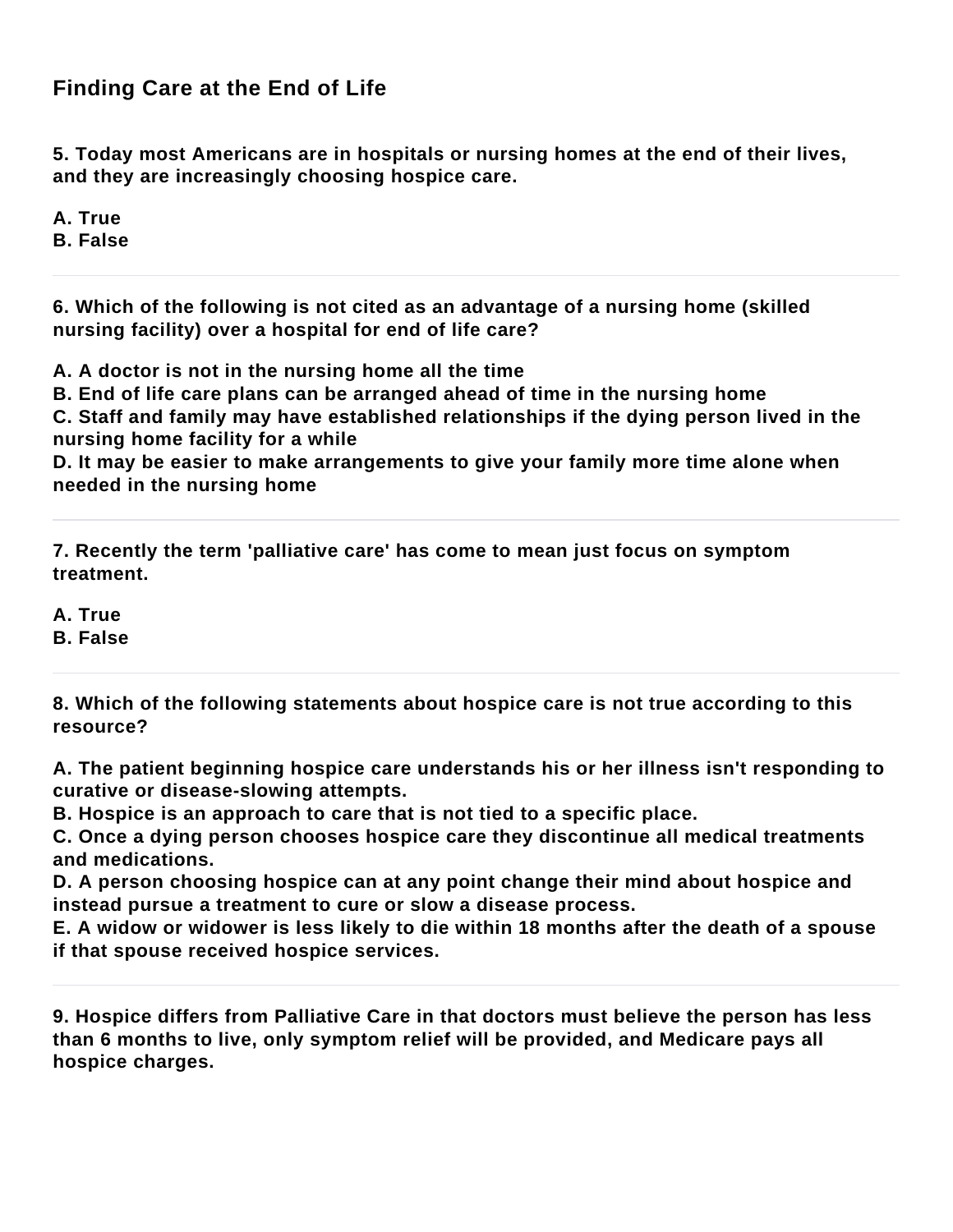## Finding Care at the End of Life

**5. Today most Americans are in hospitals or nursing homes at the end of their lives, and they are increasingly choosing hospice care.**

**A. True**
**B. False**

---

**6. Which of the following is not cited as an advantage of a nursing home (skilled nursing facility) over a hospital for end of life care?**

**A. A doctor is not in the nursing home all the time**
**B. End of life care plans can be arranged ahead of time in the nursing home**
**C. Staff and family may have established relationships if the dying person lived in the nursing home facility for a while**
**D. It may be easier to make arrangements to give your family more time alone when needed in the nursing home**

---

**7. Recently the term 'palliative care' has come to mean just focus on symptom treatment.**

**A. True**
**B. False**

---

**8. Which of the following statements about hospice care is not true according to this resource?**

**A. The patient beginning hospice care understands his or her illness isn't responding to curative or disease-slowing attempts.**
**B. Hospice is an approach to care that is not tied to a specific place.**
**C. Once a dying person chooses hospice care they discontinue all medical treatments and medications.**
**D. A person choosing hospice can at any point change their mind about hospice and instead pursue a treatment to cure or slow a disease process.**
**E. A widow or widower is less likely to die within 18 months after the death of a spouse if that spouse received hospice services.**

---

**9. Hospice differs from Palliative Care in that doctors must believe the person has less than 6 months to live, only symptom relief will be provided, and Medicare pays all hospice charges.**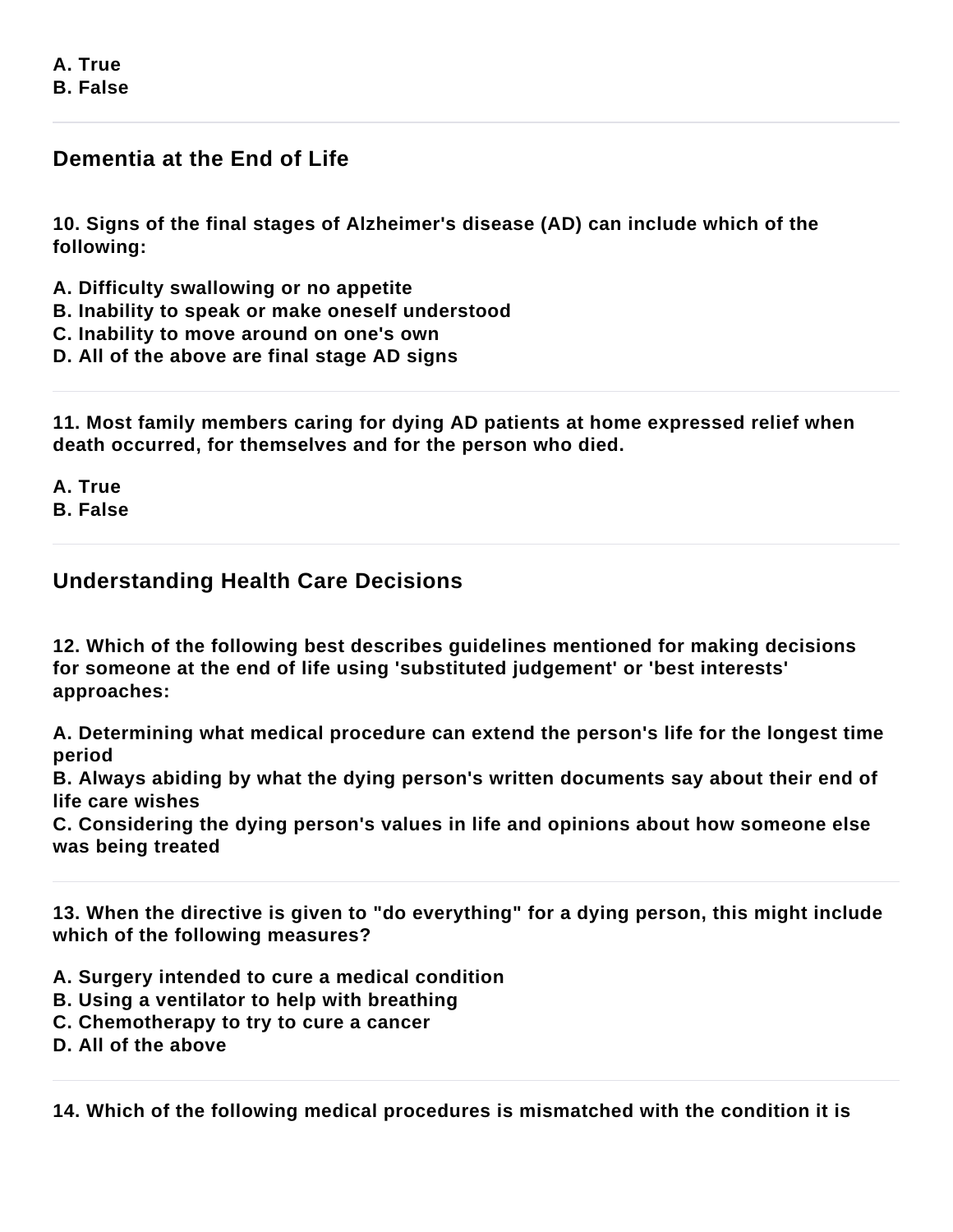**A. True**
**B. False**

---

## Dementia at the End of Life

**10. Signs of the final stages of Alzheimer's disease (AD) can include which of the following:**

**A. Difficulty swallowing or no appetite**
**B. Inability to speak or make oneself understood**
**C. Inability to move around on one's own**
**D. All of the above are final stage AD signs**

---

**11. Most family members caring for dying AD patients at home expressed relief when death occurred, for themselves and for the person who died.**

**A. True**
**B. False**

---

## Understanding Health Care Decisions

**12. Which of the following best describes guidelines mentioned for making decisions for someone at the end of life using 'substituted judgement' or 'best interests' approaches:**

**A. Determining what medical procedure can extend the person's life for the longest time period**
**B. Always abiding by what the dying person's written documents say about their end of life care wishes**
**C. Considering the dying person's values in life and opinions about how someone else was being treated**

---

**13. When the directive is given to "do everything" for a dying person, this might include which of the following measures?**

**A. Surgery intended to cure a medical condition**
**B. Using a ventilator to help with breathing**
**C. Chemotherapy to try to cure a cancer**
**D. All of the above**

---

**14. Which of the following medical procedures is mismatched with the condition it is**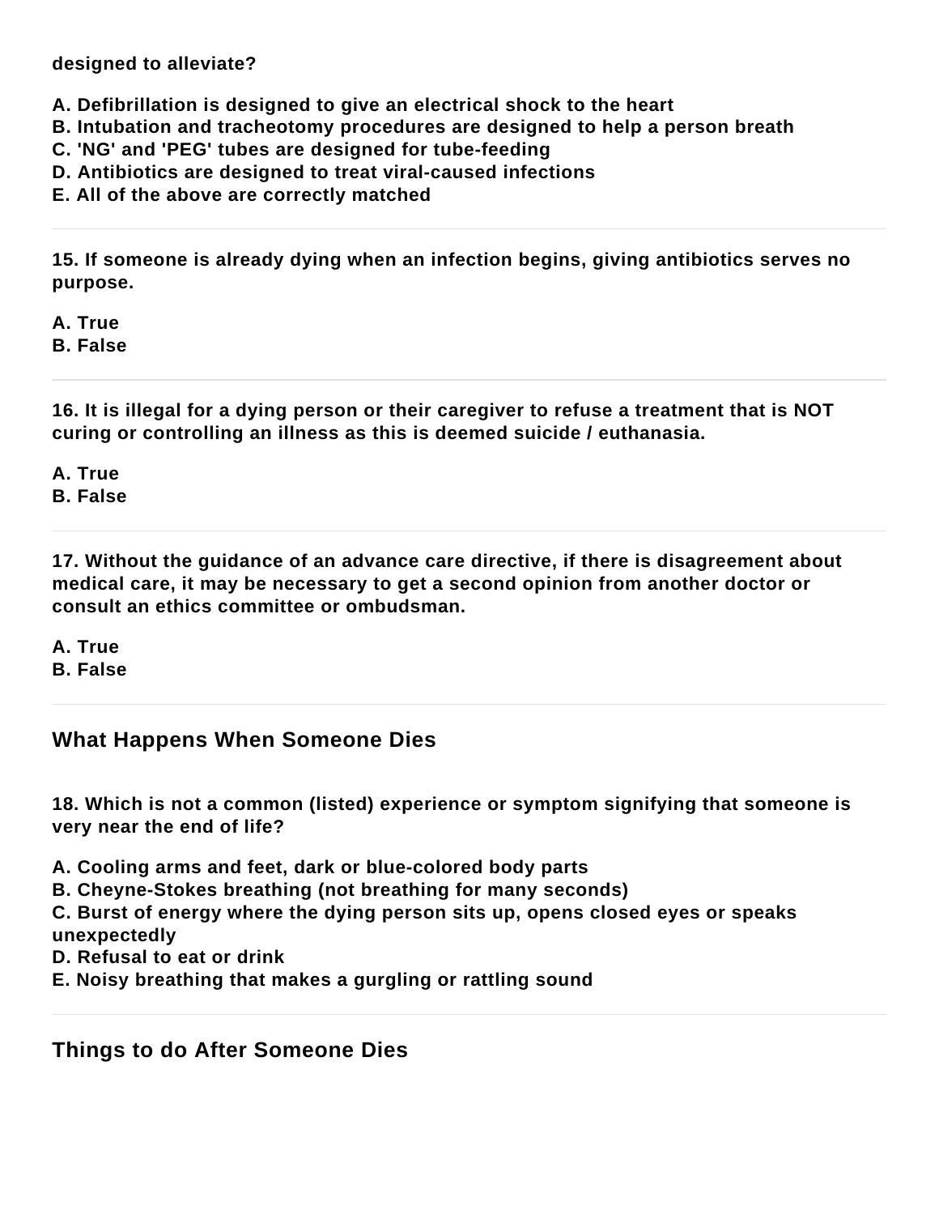**designed to alleviate?**

**A. Defibrillation is designed to give an electrical shock to the heart**
**B. Intubation and tracheotomy procedures are designed to help a person breath**
**C. 'NG' and 'PEG' tubes are designed for tube-feeding**
**D. Antibiotics are designed to treat viral-caused infections**
**E. All of the above are correctly matched**

---

**15. If someone is already dying when an infection begins, giving antibiotics serves no purpose.**

**A. True**
**B. False**

---

**16. It is illegal for a dying person or their caregiver to refuse a treatment that is NOT curing or controlling an illness as this is deemed suicide / euthanasia.**

**A. True**
**B. False**

---

**17. Without the guidance of an advance care directive, if there is disagreement about medical care, it may be necessary to get a second opinion from another doctor or consult an ethics committee or ombudsman.**

**A. True**
**B. False**

---

## What Happens When Someone Dies

**18. Which is not a common (listed) experience or symptom signifying that someone is very near the end of life?**

**A. Cooling arms and feet, dark or blue-colored body parts**
**B. Cheyne-Stokes breathing (not breathing for many seconds)**
**C. Burst of energy where the dying person sits up, opens closed eyes or speaks unexpectedly**
**D. Refusal to eat or drink**
**E. Noisy breathing that makes a gurgling or rattling sound**

---

## Things to do After Someone Dies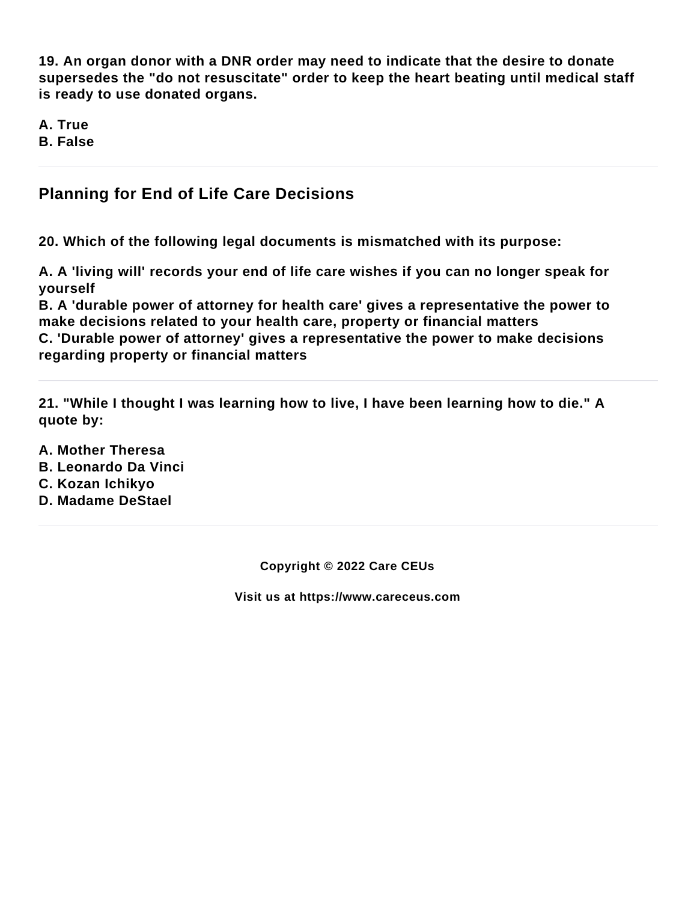**19. An organ donor with a DNR order may need to indicate that the desire to donate supersedes the "do not resuscitate" order to keep the heart beating until medical staff is ready to use donated organs.**

**A. True**
**B. False**

---

## Planning for End of Life Care Decisions

**20. Which of the following legal documents is mismatched with its purpose:**

**A. A 'living will' records your end of life care wishes if you can no longer speak for yourself**
**B. A 'durable power of attorney for health care' gives a representative the power to make decisions related to your health care, property or financial matters**
**C. 'Durable power of attorney' gives a representative the power to make decisions regarding property or financial matters**

---

**21. "While I thought I was learning how to live, I have been learning how to die." A quote by:**

**A. Mother Theresa**
**B. Leonardo Da Vinci**
**C. Kozan Ichikyo**
**D. Madame DeStael**

---

**Copyright © 2022 Care CEUs**

**Visit us at https://www.careceus.com**